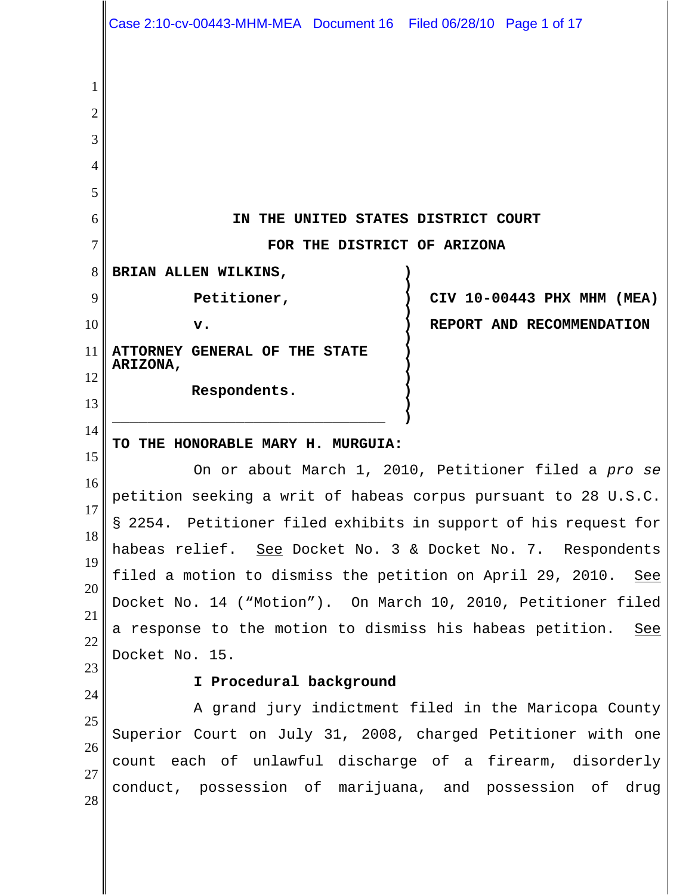# IN THE UNITED STATES DISTRICT COURT

## FOR THE DISTRICT OF ARIZONA

**BRIAN ALLEN WILKINS,**

**Petitioner,**

**v.**

**ATTORNEY GENERAL OF THE STATE ARIZONA,**

**Respondents.**

**CIV 10-00443 PHX MHM (MEA)**

**REPORT AND RECOMMENDATION**

**TO THE HONORABLE MARY H. MURGUIA:**

On or about March 1, 2010, Petitioner filed a *pro se* petition seeking a writ of habeas corpus pursuant to 28 U.S.C. § 2254. Petitioner filed exhibits in support of his request for habeas relief. See Docket No. 3 & Docket No. 7. Respondents filed a motion to dismiss the petition on April 29, 2010. See Docket No. 14 ("Motion"). On March 10, 2010, Petitioner filed a response to the motion to dismiss his habeas petition. See Docket No. 15.

**I Procedural background**

A grand jury indictment filed in the Maricopa County Superior Court on July 31, 2008, charged Petitioner with one count each of unlawful discharge of a firearm, disorderly conduct, possession of marijuana, and possession of drug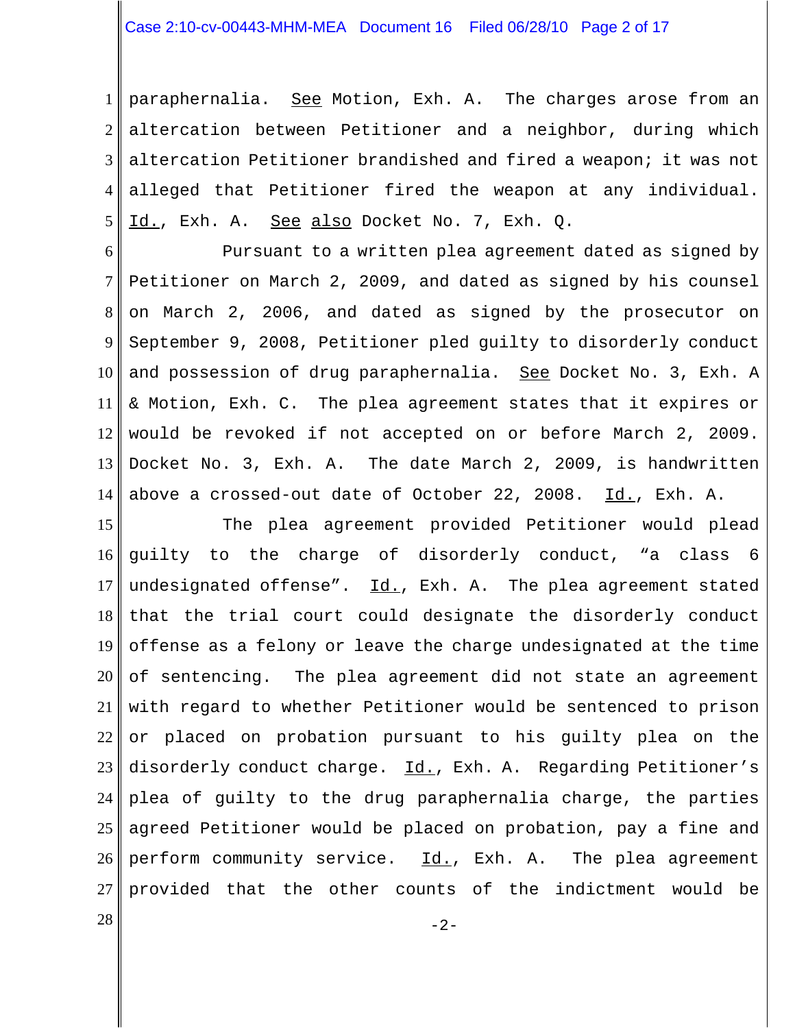paraphernalia. See Motion, Exh. A. The charges arose from an altercation between Petitioner and a neighbor, during which altercation Petitioner brandished and fired a weapon; it was not alleged that Petitioner fired the weapon at any individual. Id., Exh. A. See also Docket No. 7, Exh. Q.

Pursuant to a written plea agreement dated as signed by Petitioner on March 2, 2009, and dated as signed by his counsel on March 2, 2006, and dated as signed by the prosecutor on September 9, 2008, Petitioner pled guilty to disorderly conduct and possession of drug paraphernalia. See Docket No. 3, Exh. A & Motion, Exh. C. The plea agreement states that it expires or would be revoked if not accepted on or before March 2, 2009. Docket No. 3, Exh. A. The date March 2, 2009, is handwritten above a crossed-out date of October 22, 2008. Id., Exh. A.

The plea agreement provided Petitioner would plead guilty to the charge of disorderly conduct, "a class 6 undesignated offense". Id., Exh. A. The plea agreement stated that the trial court could designate the disorderly conduct offense as a felony or leave the charge undesignated at the time of sentencing. The plea agreement did not state an agreement with regard to whether Petitioner would be sentenced to prison or placed on probation pursuant to his guilty plea on the disorderly conduct charge. Id., Exh. A. Regarding Petitioner's plea of guilty to the drug paraphernalia charge, the parties agreed Petitioner would be placed on probation, pay a fine and perform community service. Id., Exh. A. The plea agreement provided that the other counts of the indictment would be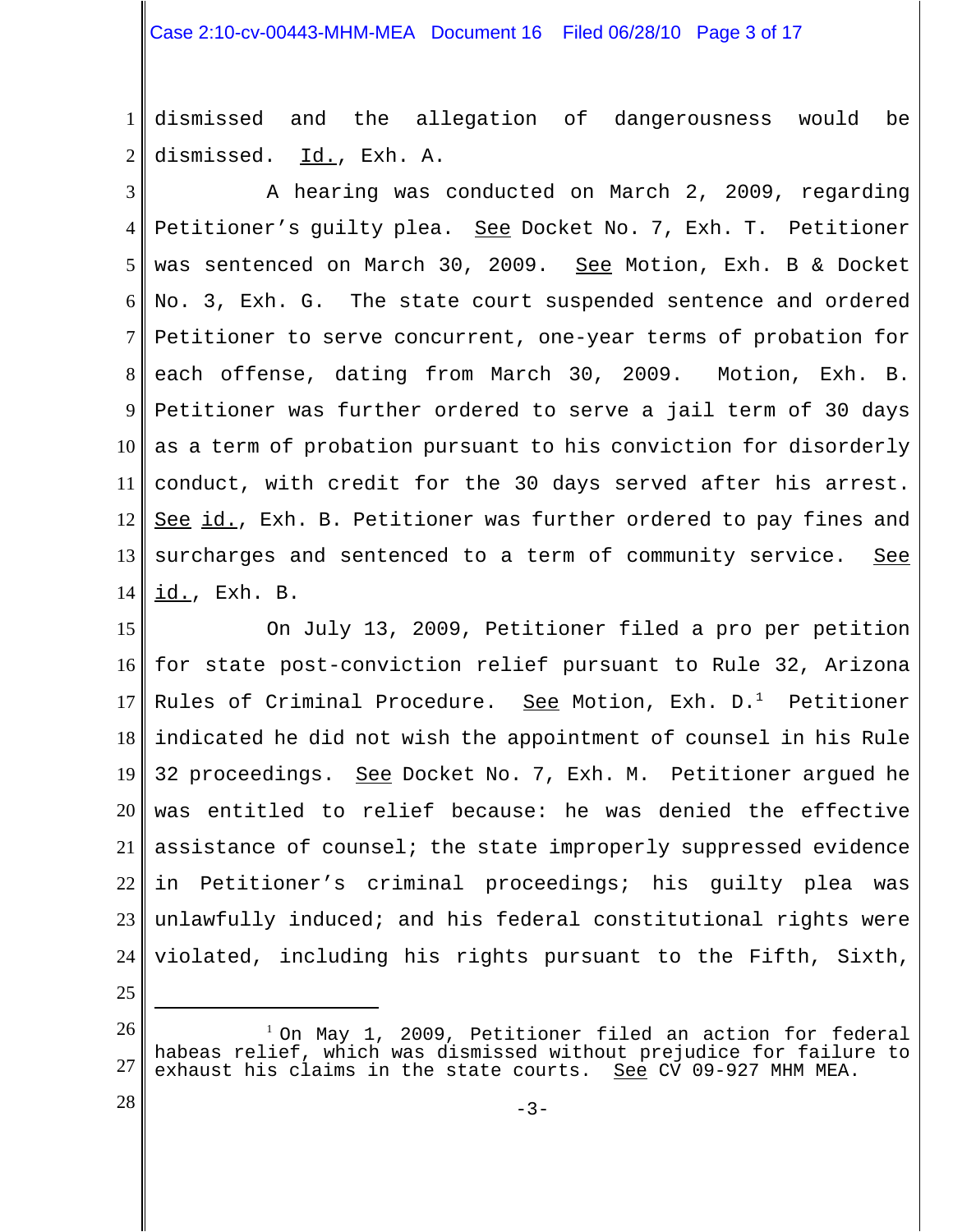dismissed and the allegation of dangerousness would be dismissed. Id., Exh. A.

A hearing was conducted on March 2, 2009, regarding Petitioner's guilty plea. See Docket No. 7, Exh. T. Petitioner was sentenced on March 30, 2009. See Motion, Exh. B & Docket No. 3, Exh. G. The state court suspended sentence and ordered Petitioner to serve concurrent, one-year terms of probation for each offense, dating from March 30, 2009. Motion, Exh. B. Petitioner was further ordered to serve a jail term of 30 days as a term of probation pursuant to his conviction for disorderly conduct, with credit for the 30 days served after his arrest. See id., Exh. B. Petitioner was further ordered to pay fines and surcharges and sentenced to a term of community service. See id., Exh. B.

On July 13, 2009, Petitioner filed a pro per petition for state post-conviction relief pursuant to Rule 32, Arizona Rules of Criminal Procedure. See Motion, Exh. D.[1] Petitioner indicated he did not wish the appointment of counsel in his Rule 32 proceedings. See Docket No. 7, Exh. M. Petitioner argued he was entitled to relief because: he was denied the effective assistance of counsel; the state improperly suppressed evidence in Petitioner's criminal proceedings; his guilty plea was unlawfully induced; and his federal constitutional rights were violated, including his rights pursuant to the Fifth, Sixth,

---

[1] On May 1, 2009, Petitioner filed an action for federal habeas relief, which was dismissed without prejudice for failure to exhaust his claims in the state courts. See CV 09-927 MHM MEA.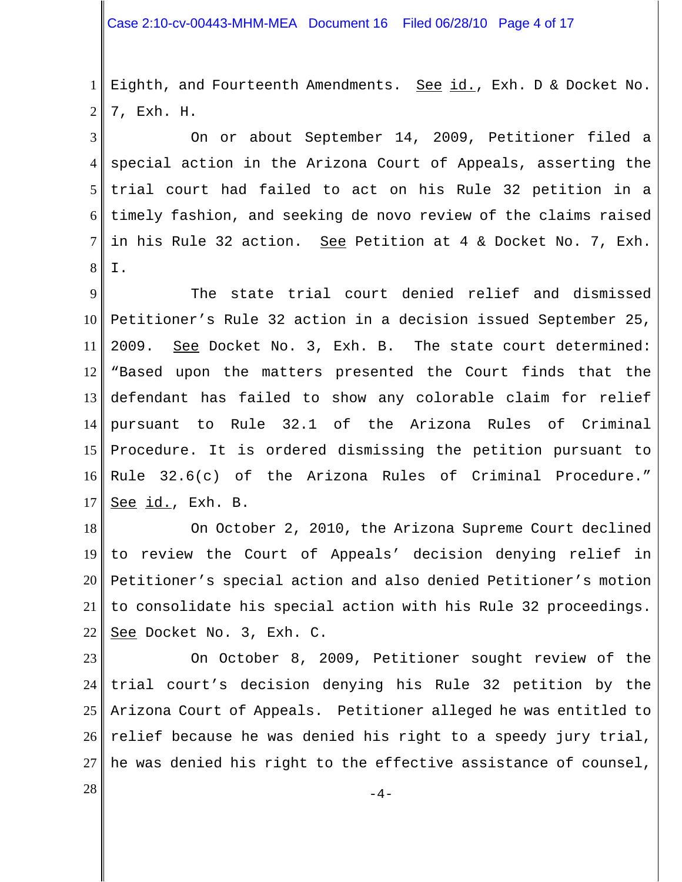Eighth, and Fourteenth Amendments. See id., Exh. D & Docket No. 7, Exh. H.

On or about September 14, 2009, Petitioner filed a special action in the Arizona Court of Appeals, asserting the trial court had failed to act on his Rule 32 petition in a timely fashion, and seeking de novo review of the claims raised in his Rule 32 action. See Petition at 4 & Docket No. 7, Exh. I.

The state trial court denied relief and dismissed Petitioner's Rule 32 action in a decision issued September 25, 2009. See Docket No. 3, Exh. B. The state court determined: "Based upon the matters presented the Court finds that the defendant has failed to show any colorable claim for relief pursuant to Rule 32.1 of the Arizona Rules of Criminal Procedure. It is ordered dismissing the petition pursuant to Rule 32.6(c) of the Arizona Rules of Criminal Procedure." See id., Exh. B.

On October 2, 2010, the Arizona Supreme Court declined to review the Court of Appeals' decision denying relief in Petitioner's special action and also denied Petitioner's motion to consolidate his special action with his Rule 32 proceedings. See Docket No. 3, Exh. C.

On October 8, 2009, Petitioner sought review of the trial court's decision denying his Rule 32 petition by the Arizona Court of Appeals. Petitioner alleged he was entitled to relief because he was denied his right to a speedy jury trial, he was denied his right to the effective assistance of counsel,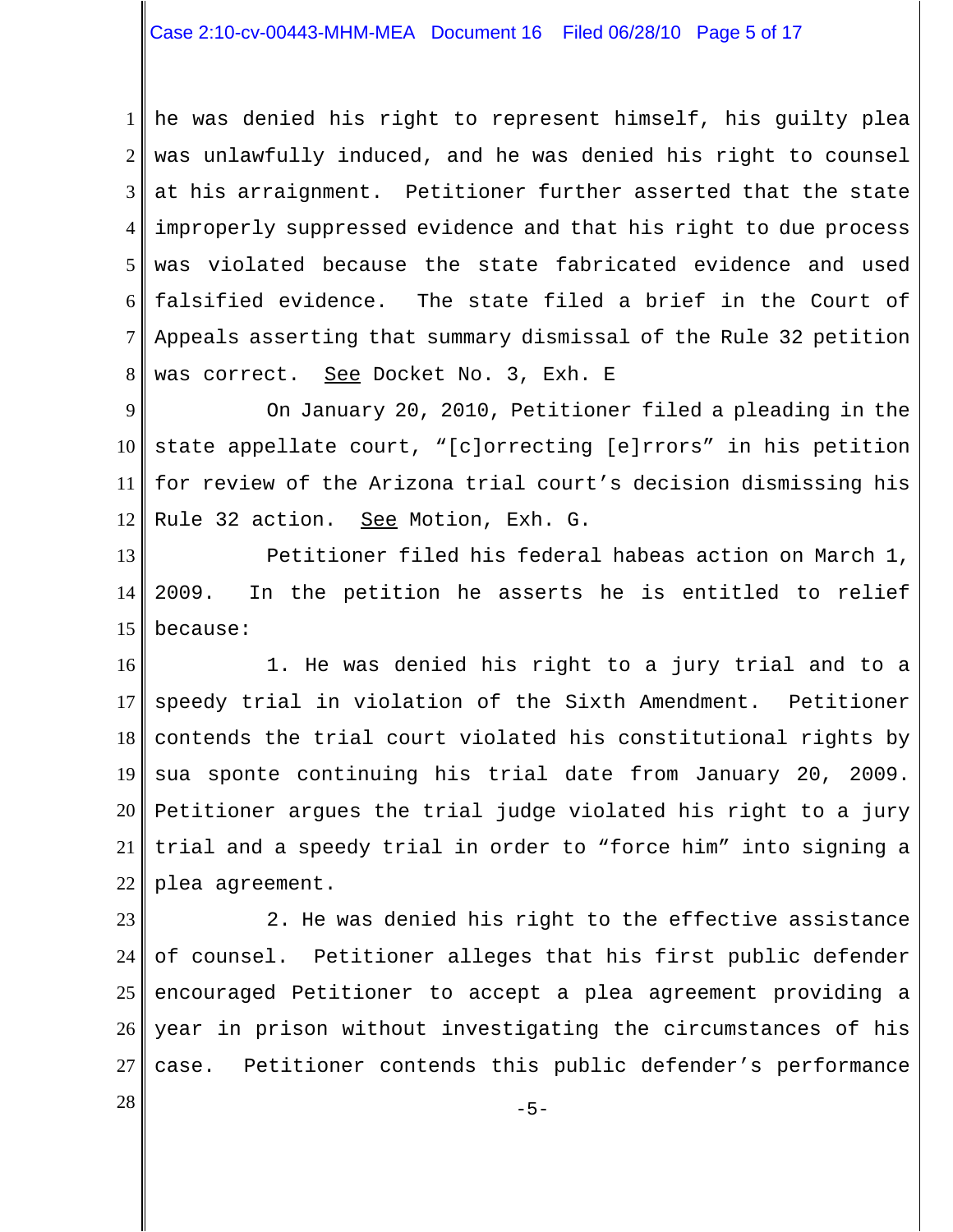he was denied his right to represent himself, his guilty plea was unlawfully induced, and he was denied his right to counsel at his arraignment. Petitioner further asserted that the state improperly suppressed evidence and that his right to due process was violated because the state fabricated evidence and used falsified evidence. The state filed a brief in the Court of Appeals asserting that summary dismissal of the Rule 32 petition was correct. See Docket No. 3, Exh. E

On January 20, 2010, Petitioner filed a pleading in the state appellate court, "[c]orrecting [e]rrors" in his petition for review of the Arizona trial court's decision dismissing his Rule 32 action. See Motion, Exh. G.

Petitioner filed his federal habeas action on March 1, 2009. In the petition he asserts he is entitled to relief because:

1. He was denied his right to a jury trial and to a speedy trial in violation of the Sixth Amendment. Petitioner contends the trial court violated his constitutional rights by sua sponte continuing his trial date from January 20, 2009. Petitioner argues the trial judge violated his right to a jury trial and a speedy trial in order to "force him" into signing a plea agreement.

2. He was denied his right to the effective assistance of counsel. Petitioner alleges that his first public defender encouraged Petitioner to accept a plea agreement providing a year in prison without investigating the circumstances of his case. Petitioner contends this public defender's performance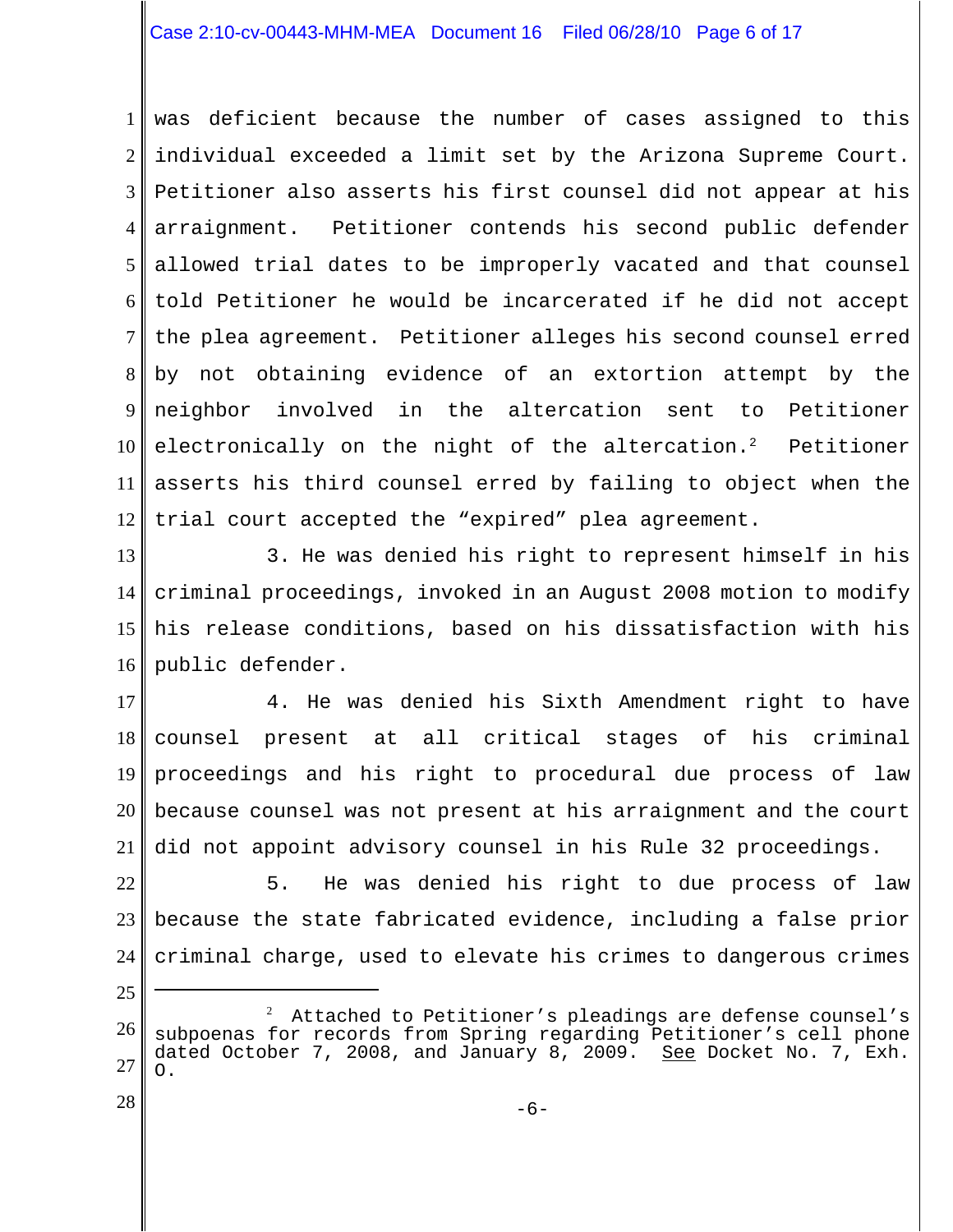was deficient because the number of cases assigned to this individual exceeded a limit set by the Arizona Supreme Court. Petitioner also asserts his first counsel did not appear at his arraignment. Petitioner contends his second public defender allowed trial dates to be improperly vacated and that counsel told Petitioner he would be incarcerated if he did not accept the plea agreement. Petitioner alleges his second counsel erred by not obtaining evidence of an extortion attempt by the neighbor involved in the altercation sent to Petitioner electronically on the night of the altercation.[2] Petitioner asserts his third counsel erred by failing to object when the trial court accepted the "expired" plea agreement.

3. He was denied his right to represent himself in his criminal proceedings, invoked in an August 2008 motion to modify his release conditions, based on his dissatisfaction with his public defender.

4. He was denied his Sixth Amendment right to have counsel present at all critical stages of his criminal proceedings and his right to procedural due process of law because counsel was not present at his arraignment and the court did not appoint advisory counsel in his Rule 32 proceedings.

5. He was denied his right to due process of law because the state fabricated evidence, including a false prior criminal charge, used to elevate his crimes to dangerous crimes

---

[2] Attached to Petitioner's pleadings are defense counsel's subpoenas for records from Spring regarding Petitioner's cell phone dated October 7, 2008, and January 8, 2009. See Docket No. 7, Exh. O.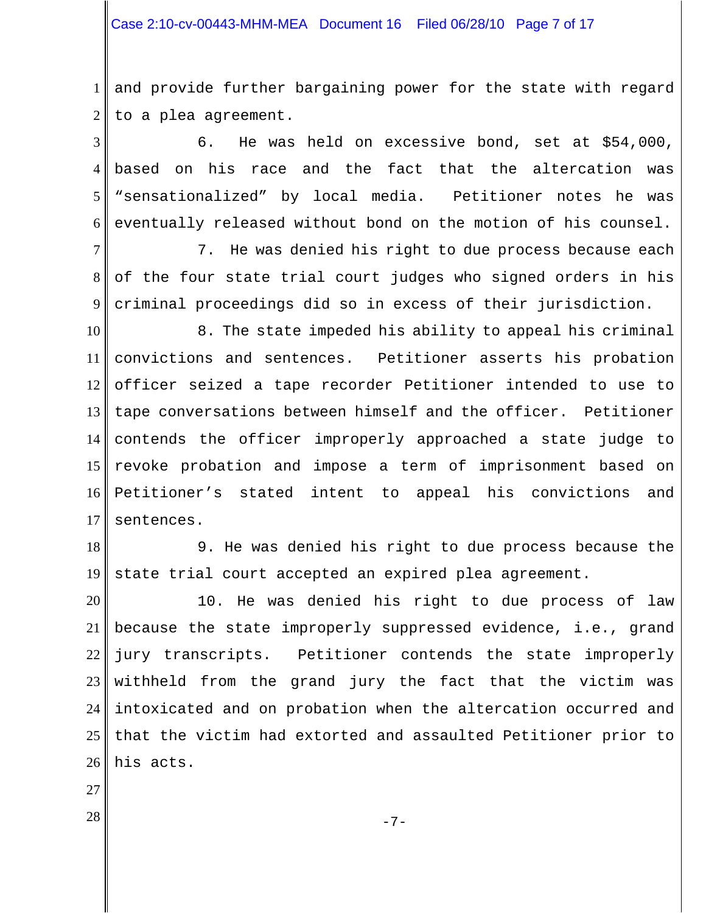and provide further bargaining power for the state with regard to a plea agreement.

6. He was held on excessive bond, set at $54,000, based on his race and the fact that the altercation was "sensationalized" by local media. Petitioner notes he was eventually released without bond on the motion of his counsel.

7. He was denied his right to due process because each of the four state trial court judges who signed orders in his criminal proceedings did so in excess of their jurisdiction.

8. The state impeded his ability to appeal his criminal convictions and sentences. Petitioner asserts his probation officer seized a tape recorder Petitioner intended to use to tape conversations between himself and the officer. Petitioner contends the officer improperly approached a state judge to revoke probation and impose a term of imprisonment based on Petitioner's stated intent to appeal his convictions and sentences.

9. He was denied his right to due process because the state trial court accepted an expired plea agreement.

10. He was denied his right to due process of law because the state improperly suppressed evidence, i.e., grand jury transcripts. Petitioner contends the state improperly withheld from the grand jury the fact that the victim was intoxicated and on probation when the altercation occurred and that the victim had extorted and assaulted Petitioner prior to his acts.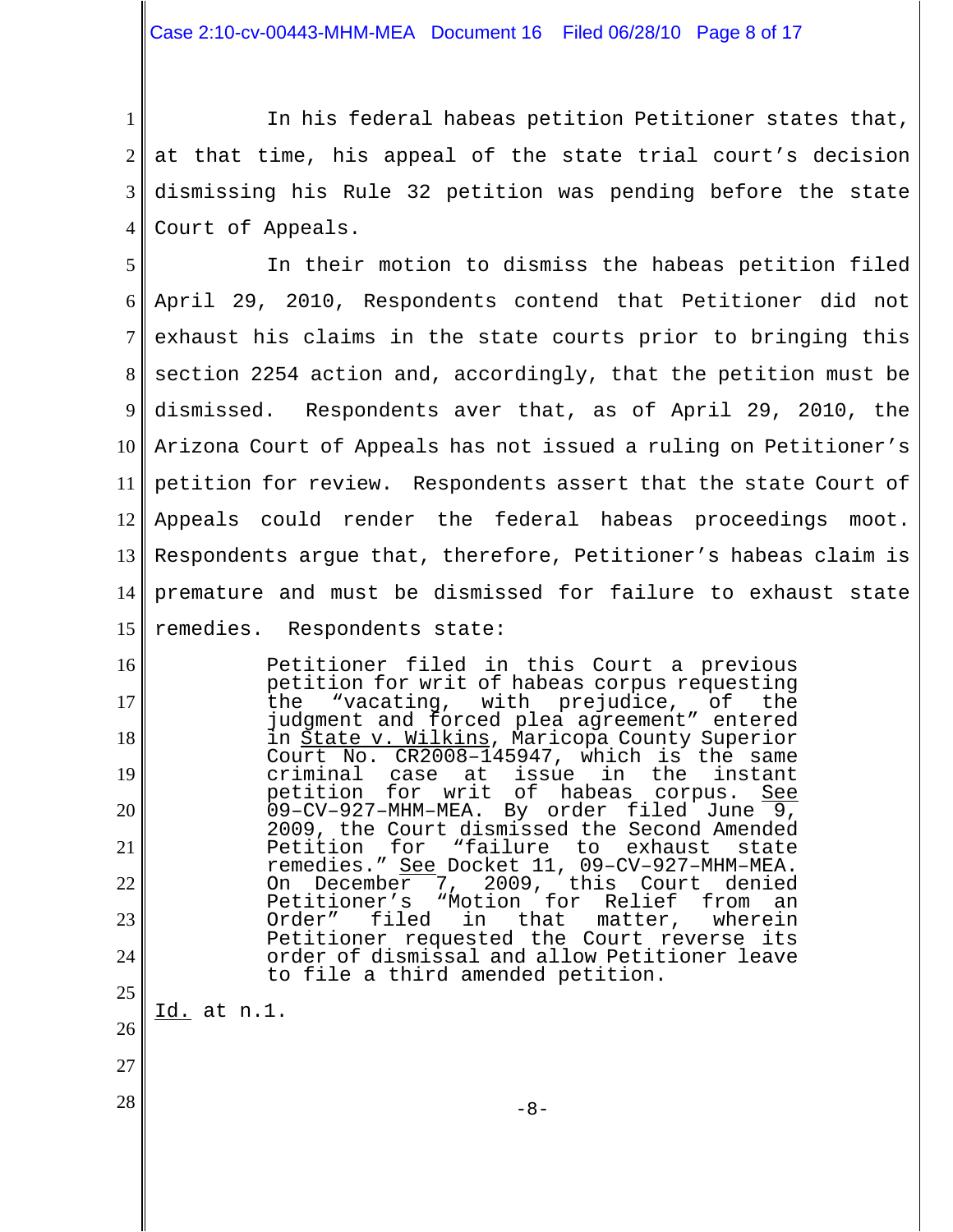In his federal habeas petition Petitioner states that, at that time, his appeal of the state trial court's decision dismissing his Rule 32 petition was pending before the state Court of Appeals.

In their motion to dismiss the habeas petition filed April 29, 2010, Respondents contend that Petitioner did not exhaust his claims in the state courts prior to bringing this section 2254 action and, accordingly, that the petition must be dismissed. Respondents aver that, as of April 29, 2010, the Arizona Court of Appeals has not issued a ruling on Petitioner's petition for review. Respondents assert that the state Court of Appeals could render the federal habeas proceedings moot. Respondents argue that, therefore, Petitioner's habeas claim is premature and must be dismissed for failure to exhaust state remedies. Respondents state:

> Petitioner filed in this Court a previous petition for writ of habeas corpus requesting the "vacating, with prejudice, of the judgment and forced plea agreement" entered in State v. Wilkins, Maricopa County Superior Court No. CR2008–145947, which is the same criminal case at issue in the instant petition for writ of habeas corpus. See 09–CV–927–MHM–MEA. By order filed June 9, 2009, the Court dismissed the Second Amended Petition for "failure to exhaust state remedies." See Docket 11, 09–CV–927–MHM–MEA. On December 7, 2009, this Court denied Petitioner's "Motion for Relief from an Order" filed in that matter, wherein Petitioner requested the Court reverse its order of dismissal and allow Petitioner leave to file a third amended petition.

Id. at n.1.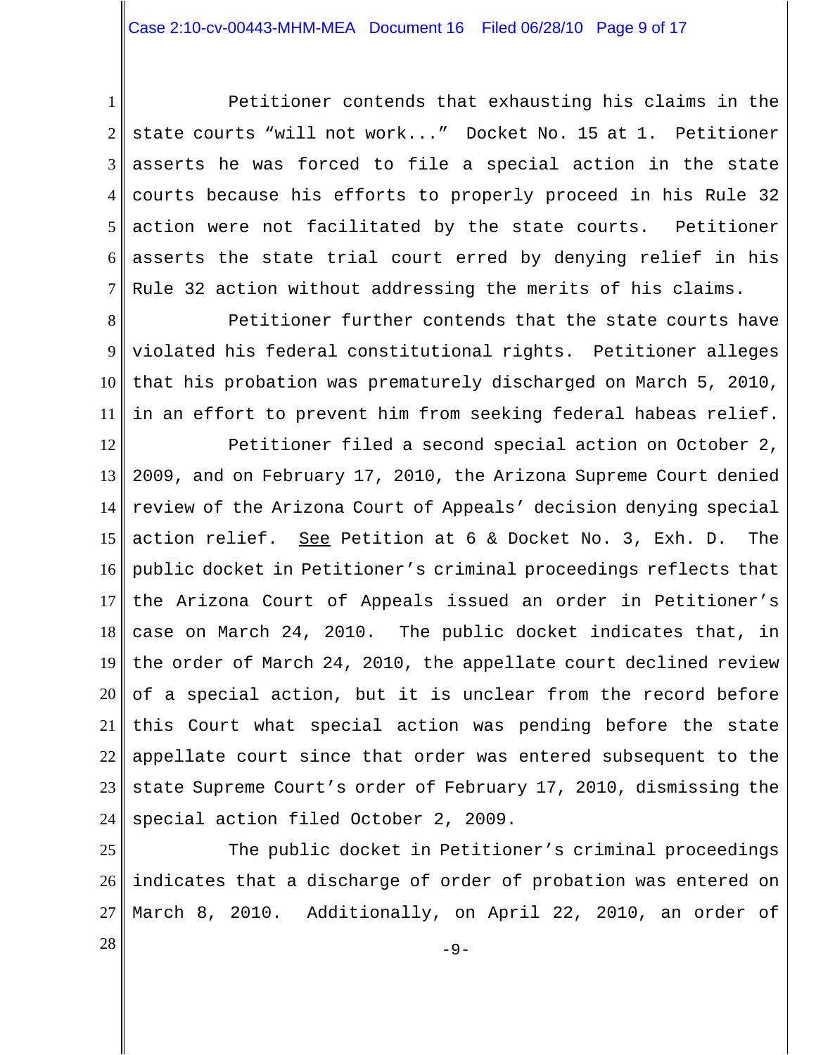Petitioner contends that exhausting his claims in the state courts "will not work..." Docket No. 15 at 1. Petitioner asserts he was forced to file a special action in the state courts because his efforts to properly proceed in his Rule 32 action were not facilitated by the state courts. Petitioner asserts the state trial court erred by denying relief in his Rule 32 action without addressing the merits of his claims.

Petitioner further contends that the state courts have violated his federal constitutional rights. Petitioner alleges that his probation was prematurely discharged on March 5, 2010, in an effort to prevent him from seeking federal habeas relief.

Petitioner filed a second special action on October 2, 2009, and on February 17, 2010, the Arizona Supreme Court denied review of the Arizona Court of Appeals' decision denying special action relief. See Petition at 6 & Docket No. 3, Exh. D. The public docket in Petitioner's criminal proceedings reflects that the Arizona Court of Appeals issued an order in Petitioner's case on March 24, 2010. The public docket indicates that, in the order of March 24, 2010, the appellate court declined review of a special action, but it is unclear from the record before this Court what special action was pending before the state appellate court since that order was entered subsequent to the state Supreme Court's order of February 17, 2010, dismissing the special action filed October 2, 2009.

The public docket in Petitioner's criminal proceedings indicates that a discharge of order of probation was entered on March 8, 2010. Additionally, on April 22, 2010, an order of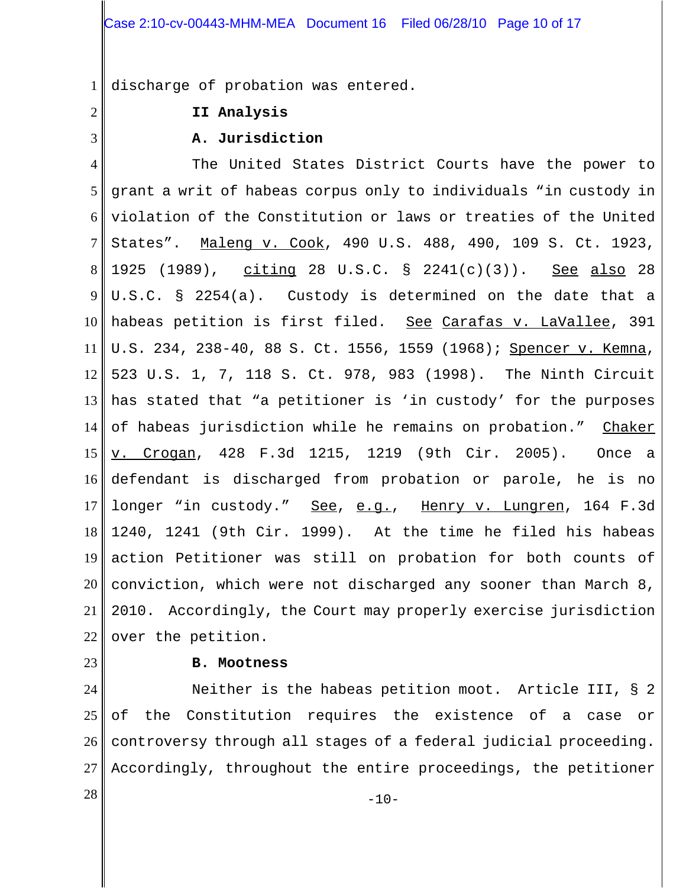discharge of probation was entered.

## II Analysis

### A. Jurisdiction

The United States District Courts have the power to grant a writ of habeas corpus only to individuals "in custody in violation of the Constitution or laws or treaties of the United States". Maleng v. Cook, 490 U.S. 488, 490, 109 S. Ct. 1923, 1925 (1989), citing 28 U.S.C. § 2241(c)(3)). See also 28 U.S.C. § 2254(a). Custody is determined on the date that a habeas petition is first filed. See Carafas v. LaVallee, 391 U.S. 234, 238-40, 88 S. Ct. 1556, 1559 (1968); Spencer v. Kemna, 523 U.S. 1, 7, 118 S. Ct. 978, 983 (1998). The Ninth Circuit has stated that "a petitioner is 'in custody' for the purposes of habeas jurisdiction while he remains on probation." Chaker v. Crogan, 428 F.3d 1215, 1219 (9th Cir. 2005). Once a defendant is discharged from probation or parole, he is no longer "in custody." See, e.g., Henry v. Lungren, 164 F.3d 1240, 1241 (9th Cir. 1999). At the time he filed his habeas action Petitioner was still on probation for both counts of conviction, which were not discharged any sooner than March 8, 2010. Accordingly, the Court may properly exercise jurisdiction over the petition.

### B. Mootness

Neither is the habeas petition moot. Article III, § 2 of the Constitution requires the existence of a case or controversy through all stages of a federal judicial proceeding. Accordingly, throughout the entire proceedings, the petitioner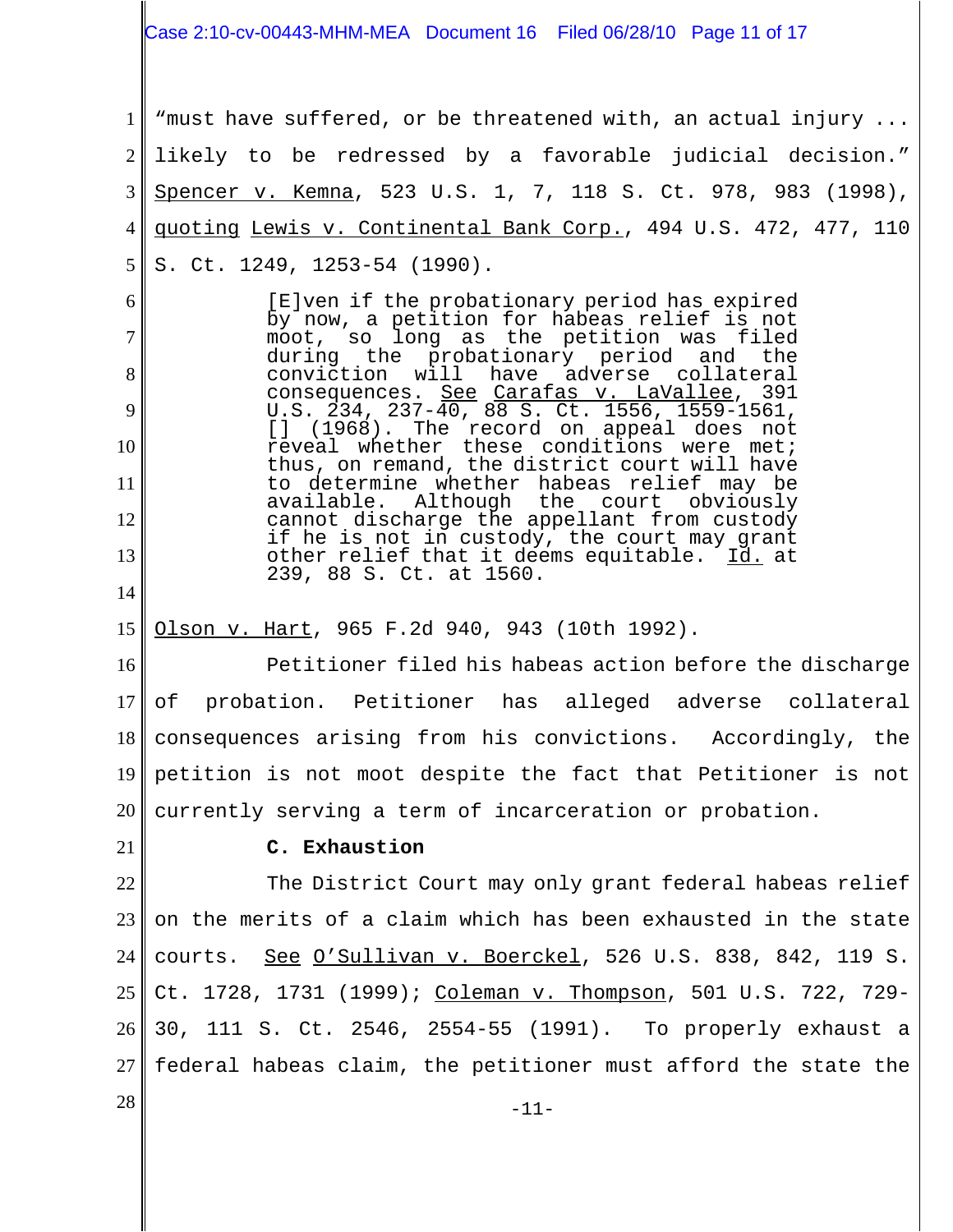"must have suffered, or be threatened with, an actual injury ... likely to be redressed by a favorable judicial decision." Spencer v. Kemna, 523 U.S. 1, 7, 118 S. Ct. 978, 983 (1998), quoting Lewis v. Continental Bank Corp., 494 U.S. 472, 477, 110 S. Ct. 1249, 1253-54 (1990).

> [E]ven if the probationary period has expired by now, a petition for habeas relief is not moot, so long as the petition was filed during the probationary period and the conviction will have adverse collateral consequences. See Carafas v. LaVallee, 391 U.S. 234, 237-40, 88 S. Ct. 1556, 1559-1561, [] (1968). The record on appeal does not reveal whether these conditions were met; thus, on remand, the district court will have to determine whether habeas relief may be available. Although the court obviously cannot discharge the appellant from custody if he is not in custody, the court may grant other relief that it deems equitable. Id. at 239, 88 S. Ct. at 1560.

Olson v. Hart, 965 F.2d 940, 943 (10th 1992).

Petitioner filed his habeas action before the discharge of probation. Petitioner has alleged adverse collateral consequences arising from his convictions. Accordingly, the petition is not moot despite the fact that Petitioner is not currently serving a term of incarceration or probation.

**C. Exhaustion**

The District Court may only grant federal habeas relief on the merits of a claim which has been exhausted in the state courts. See O'Sullivan v. Boerckel, 526 U.S. 838, 842, 119 S. Ct. 1728, 1731 (1999); Coleman v. Thompson, 501 U.S. 722, 729-30, 111 S. Ct. 2546, 2554-55 (1991). To properly exhaust a federal habeas claim, the petitioner must afford the state the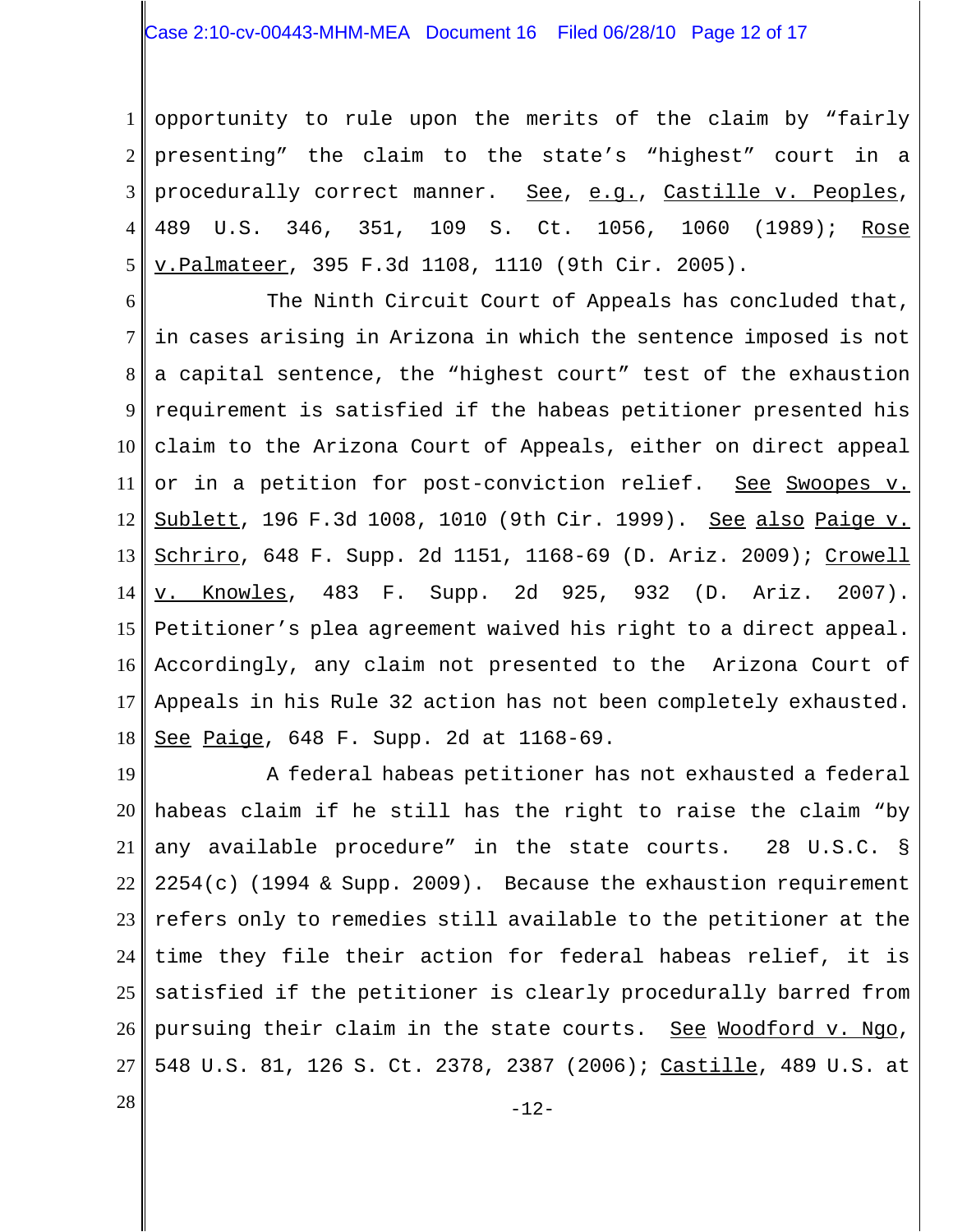opportunity to rule upon the merits of the claim by "fairly presenting" the claim to the state's "highest" court in a procedurally correct manner. See, e.g., Castille v. Peoples, 489 U.S. 346, 351, 109 S. Ct. 1056, 1060 (1989); Rose v.Palmateer, 395 F.3d 1108, 1110 (9th Cir. 2005).

The Ninth Circuit Court of Appeals has concluded that, in cases arising in Arizona in which the sentence imposed is not a capital sentence, the "highest court" test of the exhaustion requirement is satisfied if the habeas petitioner presented his claim to the Arizona Court of Appeals, either on direct appeal or in a petition for post-conviction relief. See Swoopes v. Sublett, 196 F.3d 1008, 1010 (9th Cir. 1999). See also Paige v. Schriro, 648 F. Supp. 2d 1151, 1168-69 (D. Ariz. 2009); Crowell v. Knowles, 483 F. Supp. 2d 925, 932 (D. Ariz. 2007). Petitioner's plea agreement waived his right to a direct appeal. Accordingly, any claim not presented to the Arizona Court of Appeals in his Rule 32 action has not been completely exhausted. See Paige, 648 F. Supp. 2d at 1168-69.

A federal habeas petitioner has not exhausted a federal habeas claim if he still has the right to raise the claim "by any available procedure" in the state courts. 28 U.S.C. § 2254(c) (1994 & Supp. 2009). Because the exhaustion requirement refers only to remedies still available to the petitioner at the time they file their action for federal habeas relief, it is satisfied if the petitioner is clearly procedurally barred from pursuing their claim in the state courts. See Woodford v. Ngo, 548 U.S. 81, 126 S. Ct. 2378, 2387 (2006); Castille, 489 U.S. at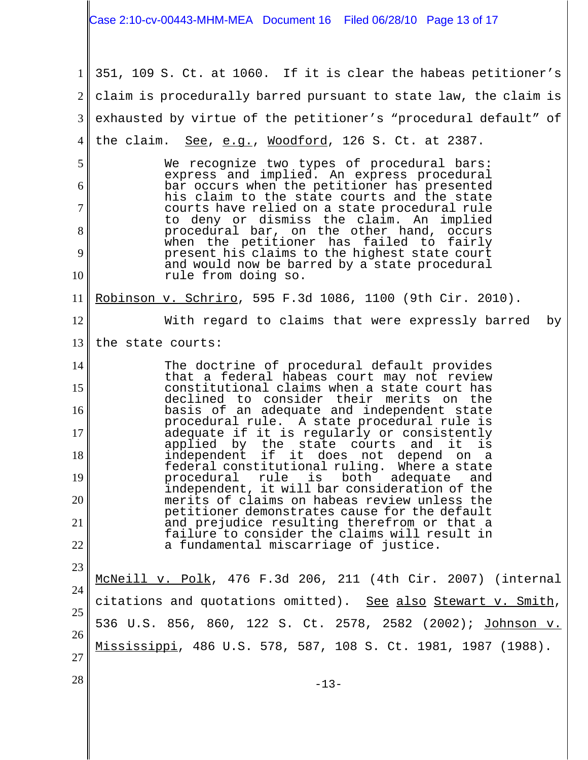351, 109 S. Ct. at 1060. If it is clear the habeas petitioner's claim is procedurally barred pursuant to state law, the claim is exhausted by virtue of the petitioner's "procedural default" of the claim. See, e.g., Woodford, 126 S. Ct. at 2387.

> We recognize two types of procedural bars: express and implied. An express procedural bar occurs when the petitioner has presented his claim to the state courts and the state courts have relied on a state procedural rule to deny or dismiss the claim. An implied procedural bar, on the other hand, occurs when the petitioner has failed to fairly present his claims to the highest state court and would now be barred by a state procedural rule from doing so.

Robinson v. Schriro, 595 F.3d 1086, 1100 (9th Cir. 2010).

With regard to claims that were expressly barred by the state courts:

> The doctrine of procedural default provides that a federal habeas court may not review constitutional claims when a state court has declined to consider their merits on the basis of an adequate and independent state procedural rule. A state procedural rule is adequate if it is regularly or consistently applied by the state courts and it is independent if it does not depend on a federal constitutional ruling. Where a state procedural rule is both adequate and independent, it will bar consideration of the merits of claims on habeas review unless the petitioner demonstrates cause for the default and prejudice resulting therefrom or that a failure to consider the claims will result in a fundamental miscarriage of justice.

McNeill v. Polk, 476 F.3d 206, 211 (4th Cir. 2007) (internal citations and quotations omitted). See also Stewart v. Smith, 536 U.S. 856, 860, 122 S. Ct. 2578, 2582 (2002); Johnson v. Mississippi, 486 U.S. 578, 587, 108 S. Ct. 1981, 1987 (1988).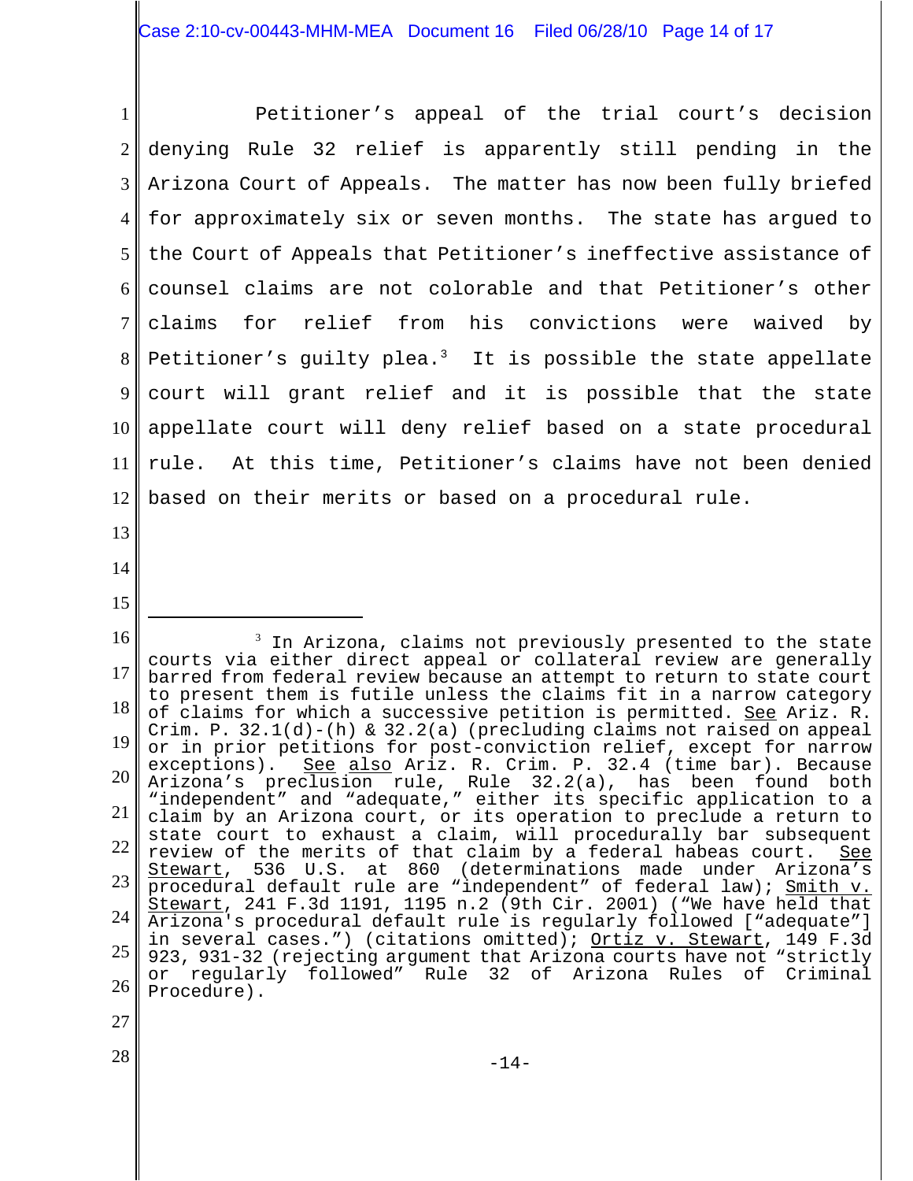Petitioner's appeal of the trial court's decision denying Rule 32 relief is apparently still pending in the Arizona Court of Appeals. The matter has now been fully briefed for approximately six or seven months. The state has argued to the Court of Appeals that Petitioner's ineffective assistance of counsel claims are not colorable and that Petitioner's other claims for relief from his convictions were waived by Petitioner's guilty plea.[3] It is possible the state appellate court will grant relief and it is possible that the state appellate court will deny relief based on a state procedural rule. At this time, Petitioner's claims have not been denied based on their merits or based on a procedural rule.

---

[3] In Arizona, claims not previously presented to the state courts via either direct appeal or collateral review are generally barred from federal review because an attempt to return to state court to present them is futile unless the claims fit in a narrow category of claims for which a successive petition is permitted. See Ariz. R. Crim. P. 32.1(d)-(h) & 32.2(a) (precluding claims not raised on appeal or in prior petitions for post-conviction relief, except for narrow exceptions). See also Ariz. R. Crim. P. 32.4 (time bar). Because Arizona's preclusion rule, Rule 32.2(a), has been found both "independent" and "adequate," either its specific application to a claim by an Arizona court, or its operation to preclude a return to state court to exhaust a claim, will procedurally bar subsequent review of the merits of that claim by a federal habeas court. See Stewart, 536 U.S. at 860 (determinations made under Arizona's procedural default rule are "independent" of federal law); Smith v. Stewart, 241 F.3d 1191, 1195 n.2 (9th Cir. 2001) ("We have held that Arizona's procedural default rule is regularly followed ["adequate"] in several cases.") (citations omitted); Ortiz v. Stewart, 149 F.3d 923, 931-32 (rejecting argument that Arizona courts have not "strictly or regularly followed" Rule 32 of Arizona Rules of Criminal Procedure).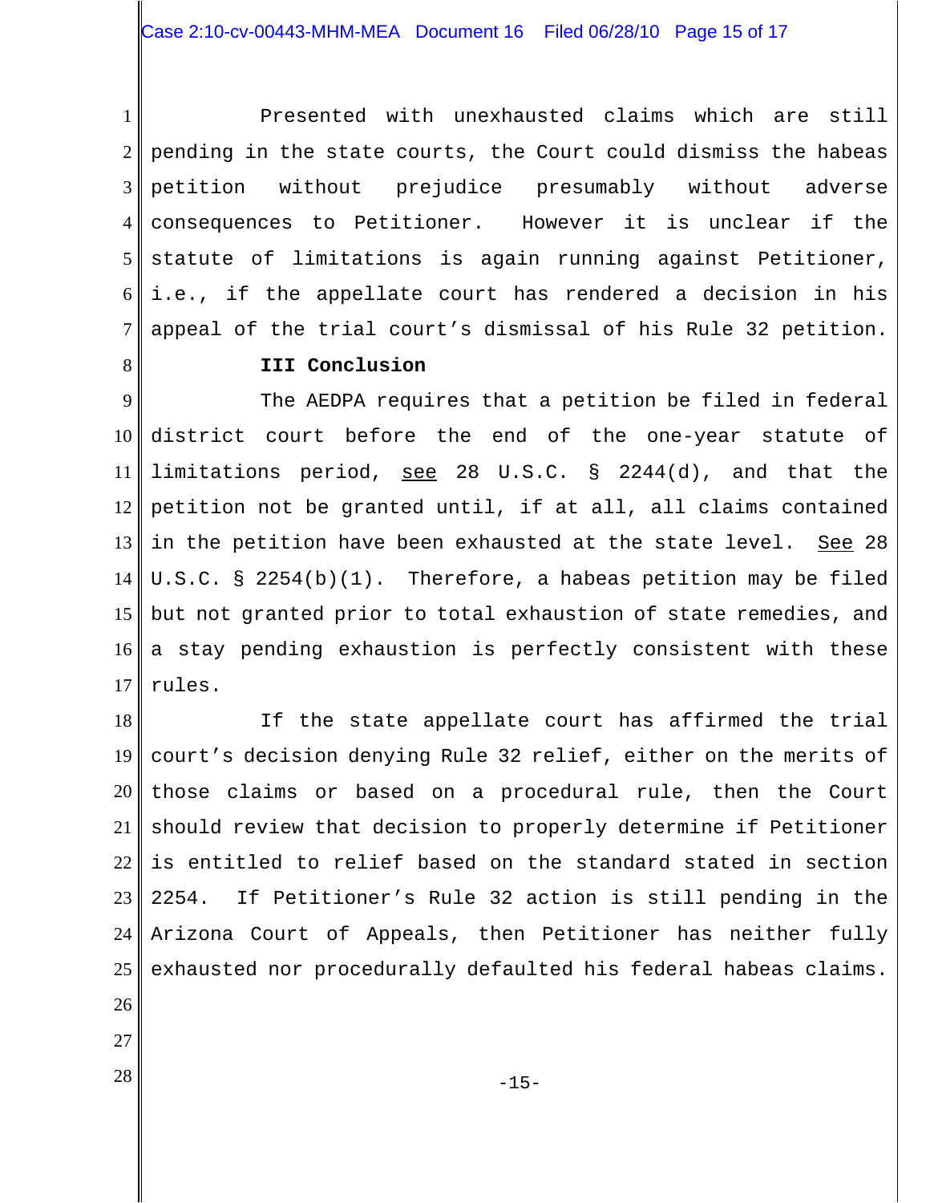Presented with unexhausted claims which are still pending in the state courts, the Court could dismiss the habeas petition without prejudice presumably without adverse consequences to Petitioner. However it is unclear if the statute of limitations is again running against Petitioner, i.e., if the appellate court has rendered a decision in his appeal of the trial court's dismissal of his Rule 32 petition.

**III Conclusion**

The AEDPA requires that a petition be filed in federal district court before the end of the one-year statute of limitations period, see 28 U.S.C. § 2244(d), and that the petition not be granted until, if at all, all claims contained in the petition have been exhausted at the state level. See 28 U.S.C. § 2254(b)(1). Therefore, a habeas petition may be filed but not granted prior to total exhaustion of state remedies, and a stay pending exhaustion is perfectly consistent with these rules.

If the state appellate court has affirmed the trial court's decision denying Rule 32 relief, either on the merits of those claims or based on a procedural rule, then the Court should review that decision to properly determine if Petitioner is entitled to relief based on the standard stated in section 2254. If Petitioner's Rule 32 action is still pending in the Arizona Court of Appeals, then Petitioner has neither fully exhausted nor procedurally defaulted his federal habeas claims.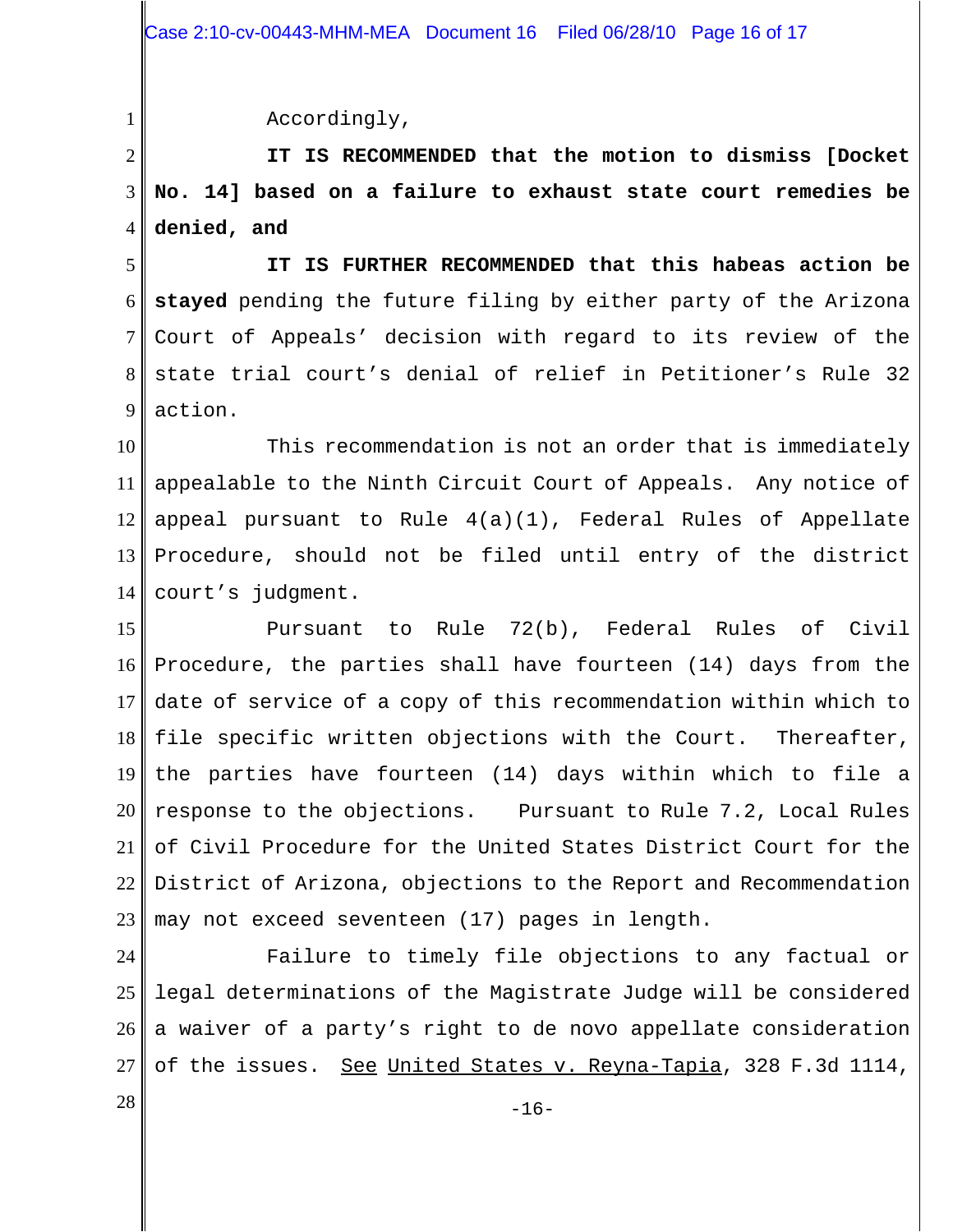Accordingly,

**IT IS RECOMMENDED that the motion to dismiss [Docket No. 14] based on a failure to exhaust state court remedies be denied, and**

**IT IS FURTHER RECOMMENDED that this habeas action be stayed** pending the future filing by either party of the Arizona Court of Appeals' decision with regard to its review of the state trial court's denial of relief in Petitioner's Rule 32 action.

This recommendation is not an order that is immediately appealable to the Ninth Circuit Court of Appeals. Any notice of appeal pursuant to Rule 4(a)(1), Federal Rules of Appellate Procedure, should not be filed until entry of the district court's judgment.

Pursuant to Rule 72(b), Federal Rules of Civil Procedure, the parties shall have fourteen (14) days from the date of service of a copy of this recommendation within which to file specific written objections with the Court. Thereafter, the parties have fourteen (14) days within which to file a response to the objections. Pursuant to Rule 7.2, Local Rules of Civil Procedure for the United States District Court for the District of Arizona, objections to the Report and Recommendation may not exceed seventeen (17) pages in length.

Failure to timely file objections to any factual or legal determinations of the Magistrate Judge will be considered a waiver of a party's right to de novo appellate consideration of the issues. See United States v. Reyna-Tapia, 328 F.3d 1114,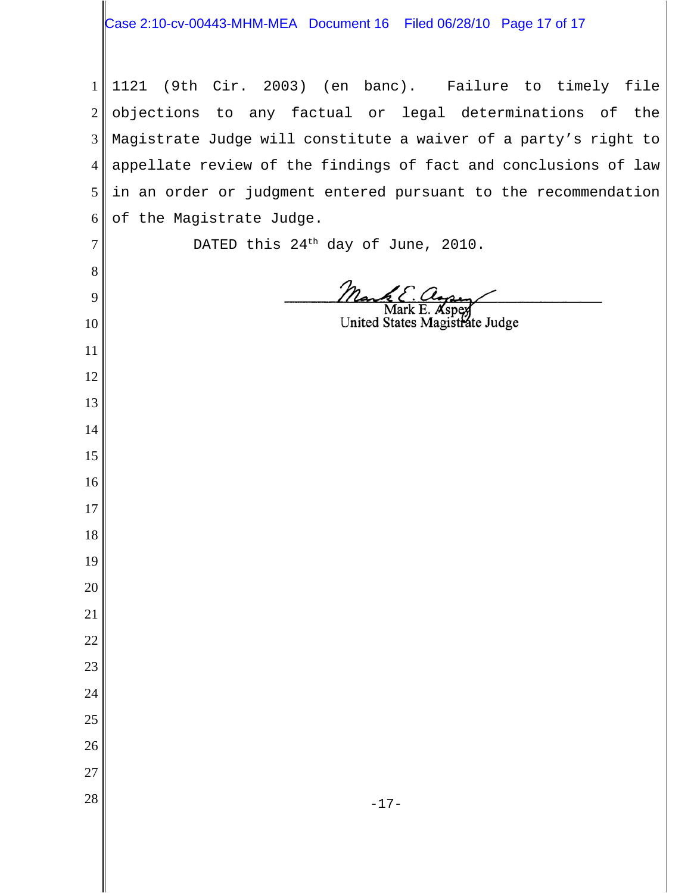1121 (9th Cir. 2003) (en banc). Failure to timely file objections to any factual or legal determinations of the Magistrate Judge will constitute a waiver of a party's right to appellate review of the findings of fact and conclusions of law in an order or judgment entered pursuant to the recommendation of the Magistrate Judge.

DATED this 24th day of June, 2010.

Mark E. Aspey
United States Magistrate Judge